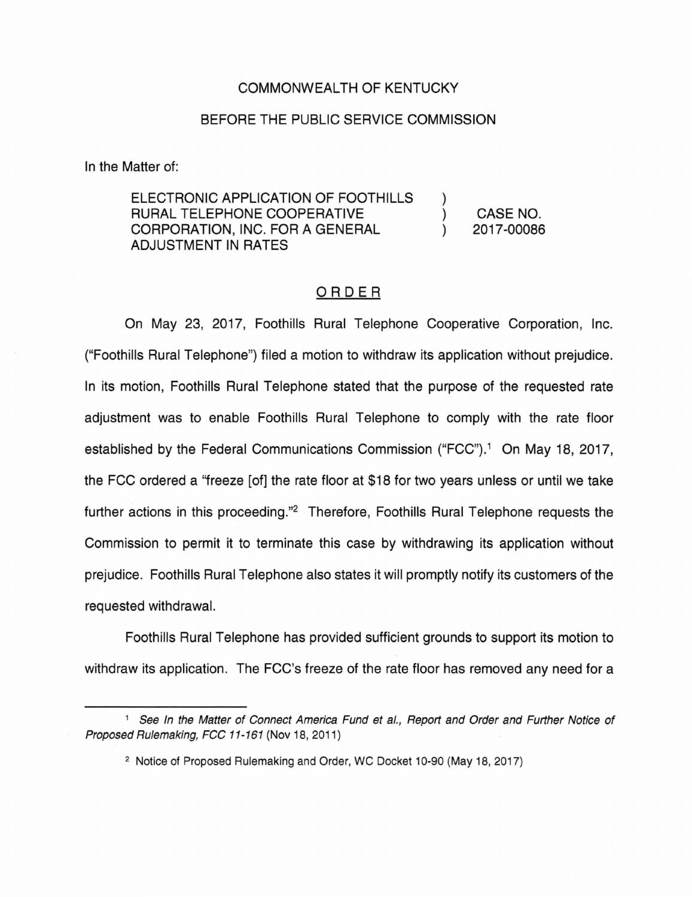COMMONWEALTH OF KENTUCKY

BEFORE THE PUBLIC SERVICE COMMISSION

In the Matter of:

| | | |
|---|---|---|
| ELECTRONIC APPLICATION OF FOOTHILLS RURAL TELEPHONE COOPERATIVE CORPORATION, INC. FOR A GENERAL ADJUSTMENT IN RATES | ) ) ) | CASE NO. 2017-00086 |

## ORDER

On May 23, 2017, Foothills Rural Telephone Cooperative Corporation, Inc. ("Foothills Rural Telephone") filed a motion to withdraw its application without prejudice. In its motion, Foothills Rural Telephone stated that the purpose of the requested rate adjustment was to enable Foothills Rural Telephone to comply with the rate floor established by the Federal Communications Commission ("FCC").[1] On May 18, 2017, the FCC ordered a "freeze [of] the rate floor at $18 for two years unless or until we take further actions in this proceeding."[2] Therefore, Foothills Rural Telephone requests the Commission to permit it to terminate this case by withdrawing its application without prejudice. Foothills Rural Telephone also states it will promptly notify its customers of the requested withdrawal.

Foothills Rural Telephone has provided sufficient grounds to support its motion to withdraw its application. The FCC's freeze of the rate floor has removed any need for a

---

[1] *See In the Matter of Connect America Fund et al., Report and Order and Further Notice of Proposed Rulemaking, FCC 11-161* (Nov 18, 2011)

[2] Notice of Proposed Rulemaking and Order, WC Docket 10-90 (May 18, 2017)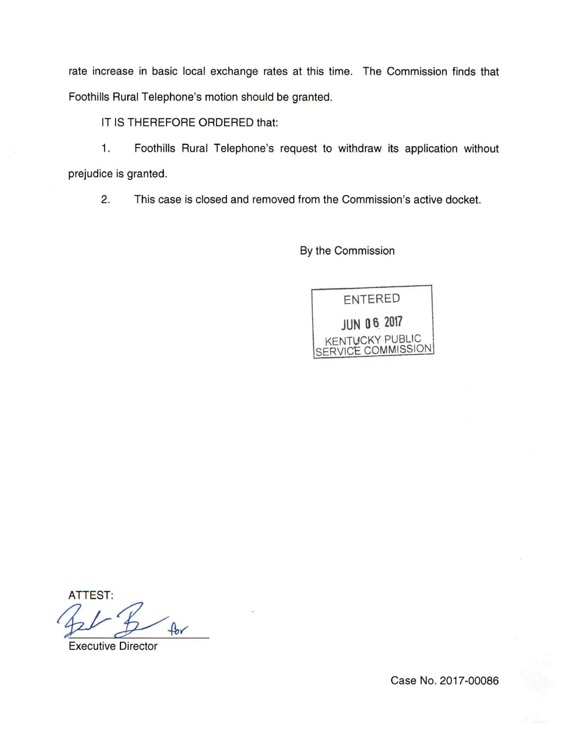rate increase in basic local exchange rates at this time. The Commission finds that Foothills Rural Telephone's motion should be granted.

IT IS THEREFORE ORDERED that:

1. Foothills Rural Telephone's request to withdraw its application without prejudice is granted.

2. This case is closed and removed from the Commission's active docket.

By the Commission

ENTERED

JUN 06 2017

KENTUCKY PUBLIC SERVICE COMMISSION

ATTEST:

for

Executive Director

Case No. 2017-00086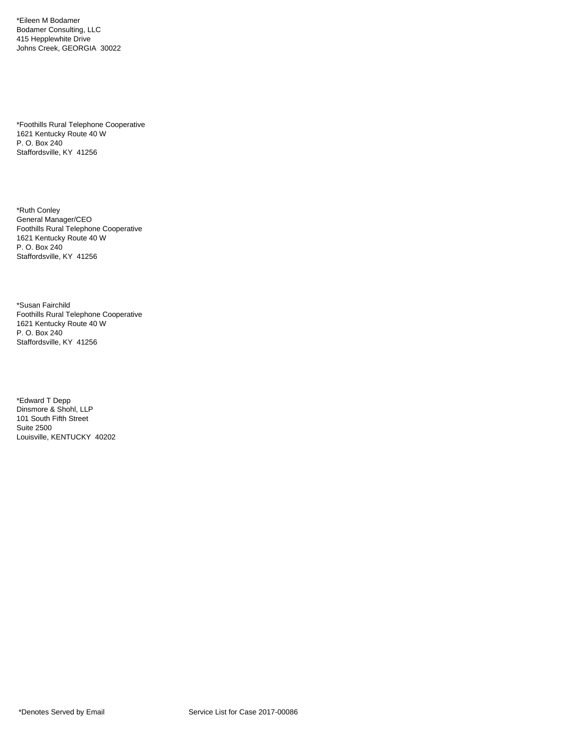*Eileen M Bodamer
Bodamer Consulting, LLC
415 Hepplewhite Drive
Johns Creek, GEORGIA  30022

*Foothills Rural Telephone Cooperative
1621 Kentucky Route 40 W
P. O. Box 240
Staffordsville, KY  41256

*Ruth Conley
General Manager/CEO
Foothills Rural Telephone Cooperative
1621 Kentucky Route 40 W
P. O. Box 240
Staffordsville, KY  41256

*Susan Fairchild
Foothills Rural Telephone Cooperative
1621 Kentucky Route 40 W
P. O. Box 240
Staffordsville, KY  41256

*Edward T Depp
Dinsmore & Shohl, LLP
101 South Fifth Street
Suite 2500
Louisville, KENTUCKY  40202

*Denotes Served by Email

Service List for Case 2017-00086